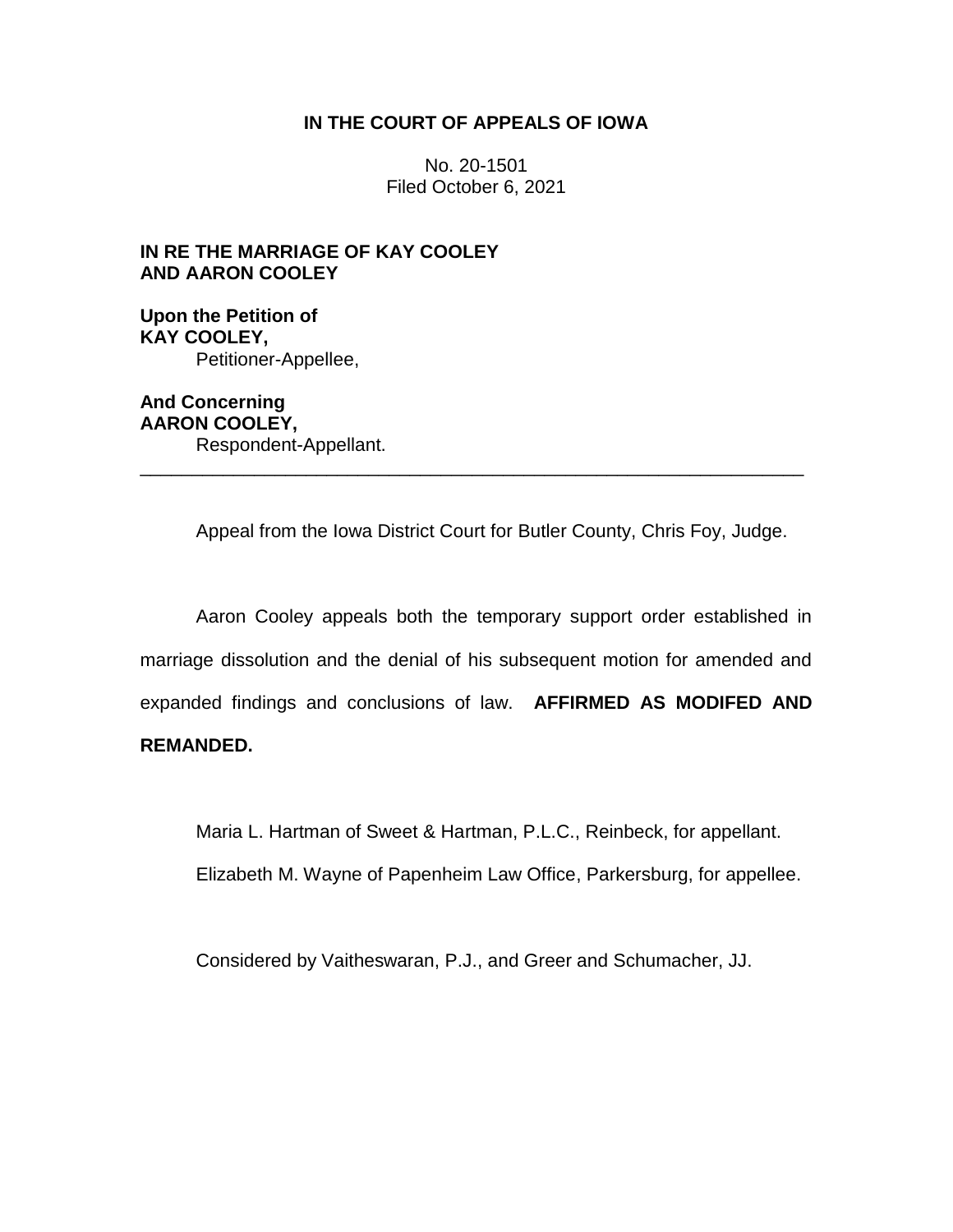**IN THE COURT OF APPEALS OF IOWA**

No. 20-1501
Filed October 6, 2021

**IN RE THE MARRIAGE OF KAY COOLEY AND AARON COOLEY**

**Upon the Petition of**
**KAY COOLEY,**
Petitioner-Appellee,

**And Concerning**
**AARON COOLEY,**
Respondent-Appellant.

---

Appeal from the Iowa District Court for Butler County, Chris Foy, Judge.

Aaron Cooley appeals both the temporary support order established in marriage dissolution and the denial of his subsequent motion for amended and expanded findings and conclusions of law. **AFFIRMED AS MODIFED AND REMANDED.**

Maria L. Hartman of Sweet & Hartman, P.L.C., Reinbeck, for appellant.

Elizabeth M. Wayne of Papenheim Law Office, Parkersburg, for appellee.

Considered by Vaitheswaran, P.J., and Greer and Schumacher, JJ.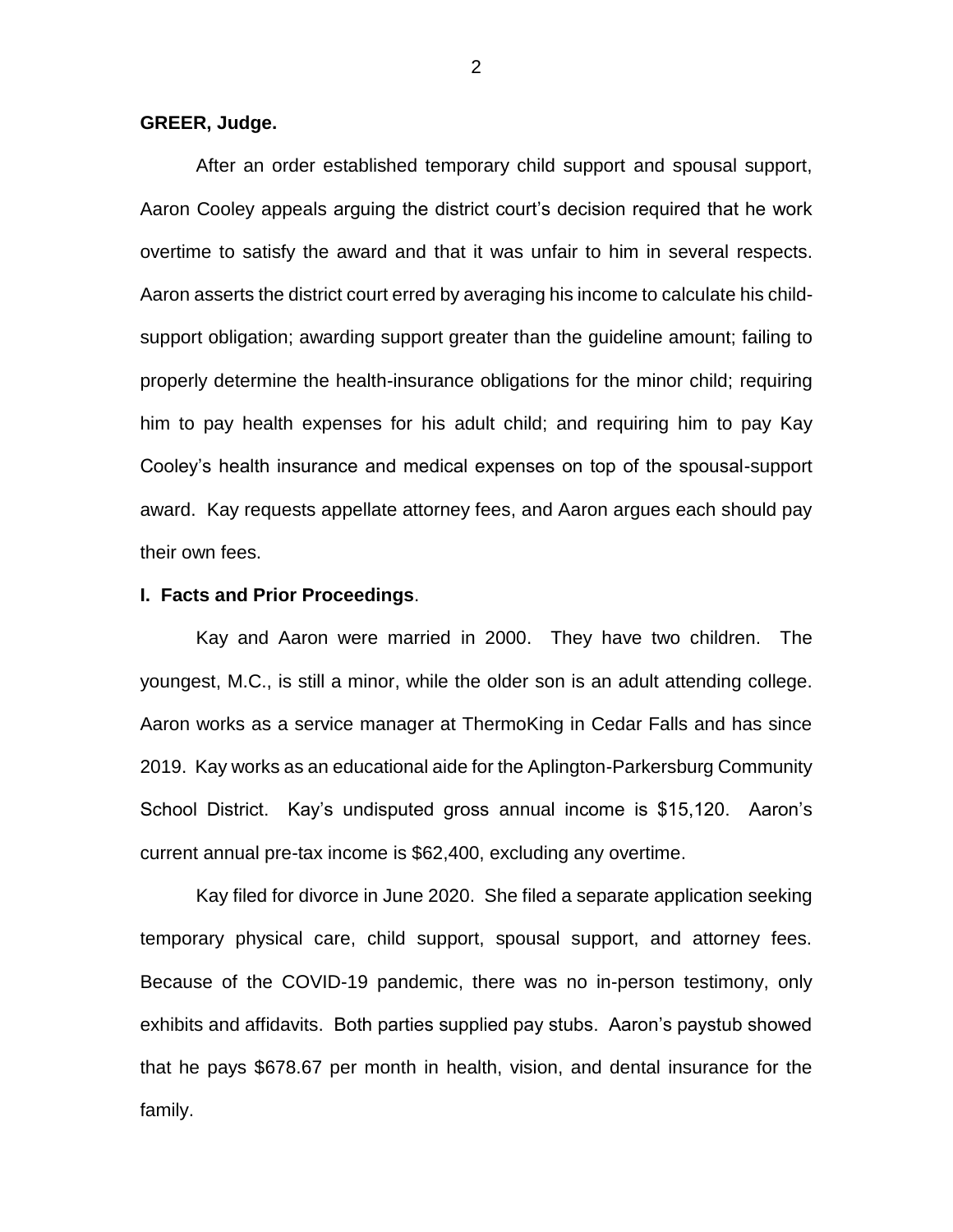**GREER, Judge.**

After an order established temporary child support and spousal support, Aaron Cooley appeals arguing the district court's decision required that he work overtime to satisfy the award and that it was unfair to him in several respects. Aaron asserts the district court erred by averaging his income to calculate his child-support obligation; awarding support greater than the guideline amount; failing to properly determine the health-insurance obligations for the minor child; requiring him to pay health expenses for his adult child; and requiring him to pay Kay Cooley's health insurance and medical expenses on top of the spousal-support award. Kay requests appellate attorney fees, and Aaron argues each should pay their own fees.

**I. Facts and Prior Proceedings**.

Kay and Aaron were married in 2000. They have two children. The youngest, M.C., is still a minor, while the older son is an adult attending college. Aaron works as a service manager at ThermoKing in Cedar Falls and has since 2019. Kay works as an educational aide for the Aplington-Parkersburg Community School District. Kay's undisputed gross annual income is $15,120. Aaron's current annual pre-tax income is $62,400, excluding any overtime.

Kay filed for divorce in June 2020. She filed a separate application seeking temporary physical care, child support, spousal support, and attorney fees. Because of the COVID-19 pandemic, there was no in-person testimony, only exhibits and affidavits. Both parties supplied pay stubs. Aaron's paystub showed that he pays $678.67 per month in health, vision, and dental insurance for the family.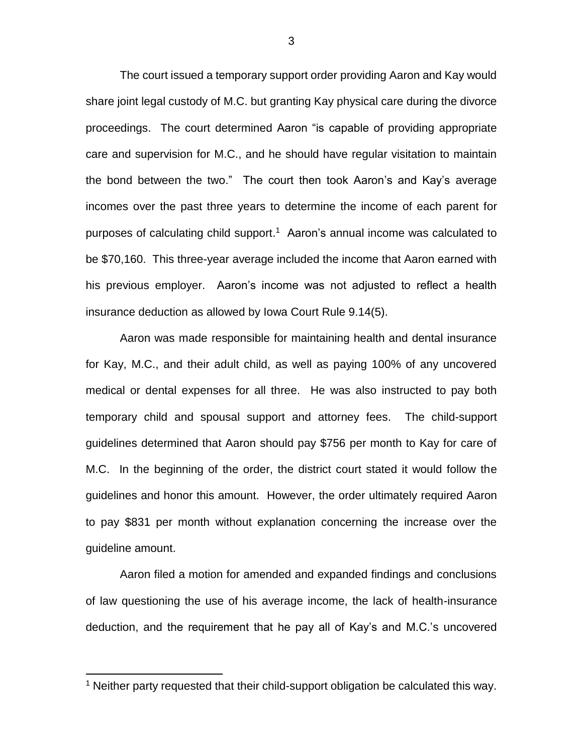The court issued a temporary support order providing Aaron and Kay would share joint legal custody of M.C. but granting Kay physical care during the divorce proceedings. The court determined Aaron "is capable of providing appropriate care and supervision for M.C., and he should have regular visitation to maintain the bond between the two." The court then took Aaron's and Kay's average incomes over the past three years to determine the income of each parent for purposes of calculating child support.[1] Aaron's annual income was calculated to be $70,160. This three-year average included the income that Aaron earned with his previous employer. Aaron's income was not adjusted to reflect a health insurance deduction as allowed by Iowa Court Rule 9.14(5).

Aaron was made responsible for maintaining health and dental insurance for Kay, M.C., and their adult child, as well as paying 100% of any uncovered medical or dental expenses for all three. He was also instructed to pay both temporary child and spousal support and attorney fees. The child-support guidelines determined that Aaron should pay $756 per month to Kay for care of M.C. In the beginning of the order, the district court stated it would follow the guidelines and honor this amount. However, the order ultimately required Aaron to pay $831 per month without explanation concerning the increase over the guideline amount.

Aaron filed a motion for amended and expanded findings and conclusions of law questioning the use of his average income, the lack of health-insurance deduction, and the requirement that he pay all of Kay's and M.C.'s uncovered

[1] Neither party requested that their child-support obligation be calculated this way.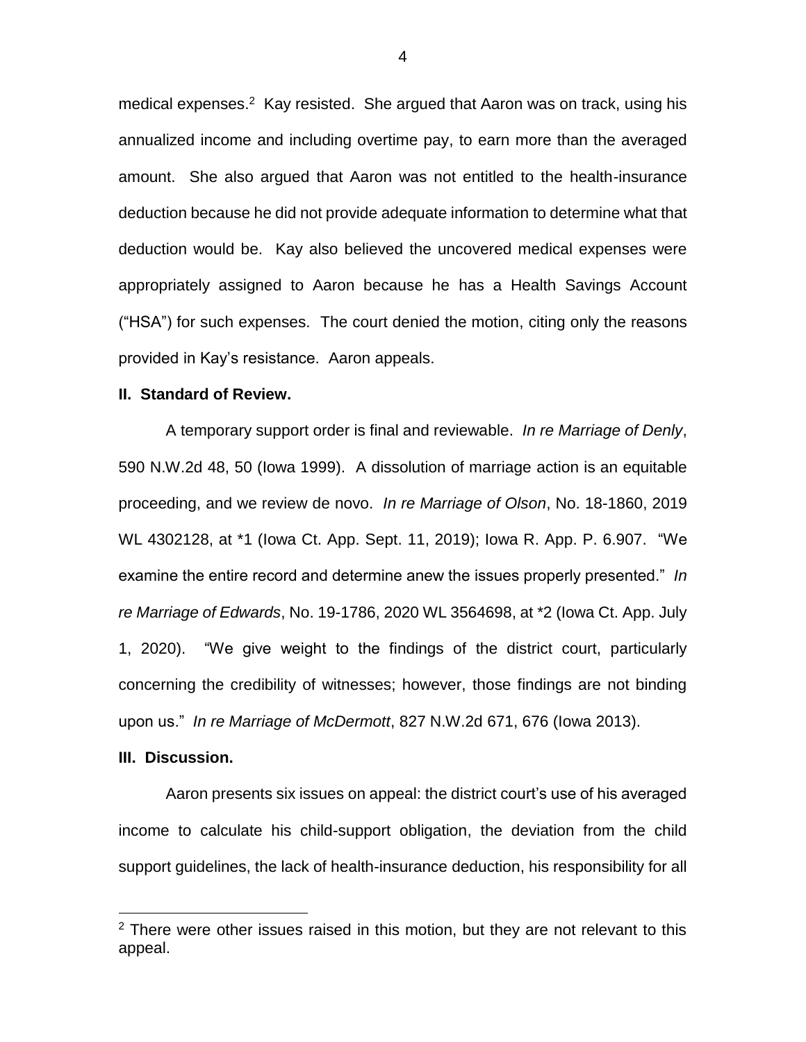medical expenses.[2] Kay resisted. She argued that Aaron was on track, using his annualized income and including overtime pay, to earn more than the averaged amount. She also argued that Aaron was not entitled to the health-insurance deduction because he did not provide adequate information to determine what that deduction would be. Kay also believed the uncovered medical expenses were appropriately assigned to Aaron because he has a Health Savings Account ("HSA") for such expenses. The court denied the motion, citing only the reasons provided in Kay's resistance. Aaron appeals.

**II. Standard of Review.**

A temporary support order is final and reviewable. *In re Marriage of Denly*, 590 N.W.2d 48, 50 (Iowa 1999). A dissolution of marriage action is an equitable proceeding, and we review de novo. *In re Marriage of Olson*, No. 18-1860, 2019 WL 4302128, at *1 (Iowa Ct. App. Sept. 11, 2019); Iowa R. App. P. 6.907. "We examine the entire record and determine anew the issues properly presented." *In re Marriage of Edwards*, No. 19-1786, 2020 WL 3564698, at *2 (Iowa Ct. App. July 1, 2020). "We give weight to the findings of the district court, particularly concerning the credibility of witnesses; however, those findings are not binding upon us." *In re Marriage of McDermott*, 827 N.W.2d 671, 676 (Iowa 2013).

**III. Discussion.**

Aaron presents six issues on appeal: the district court's use of his averaged income to calculate his child-support obligation, the deviation from the child support guidelines, the lack of health-insurance deduction, his responsibility for all

[2] There were other issues raised in this motion, but they are not relevant to this appeal.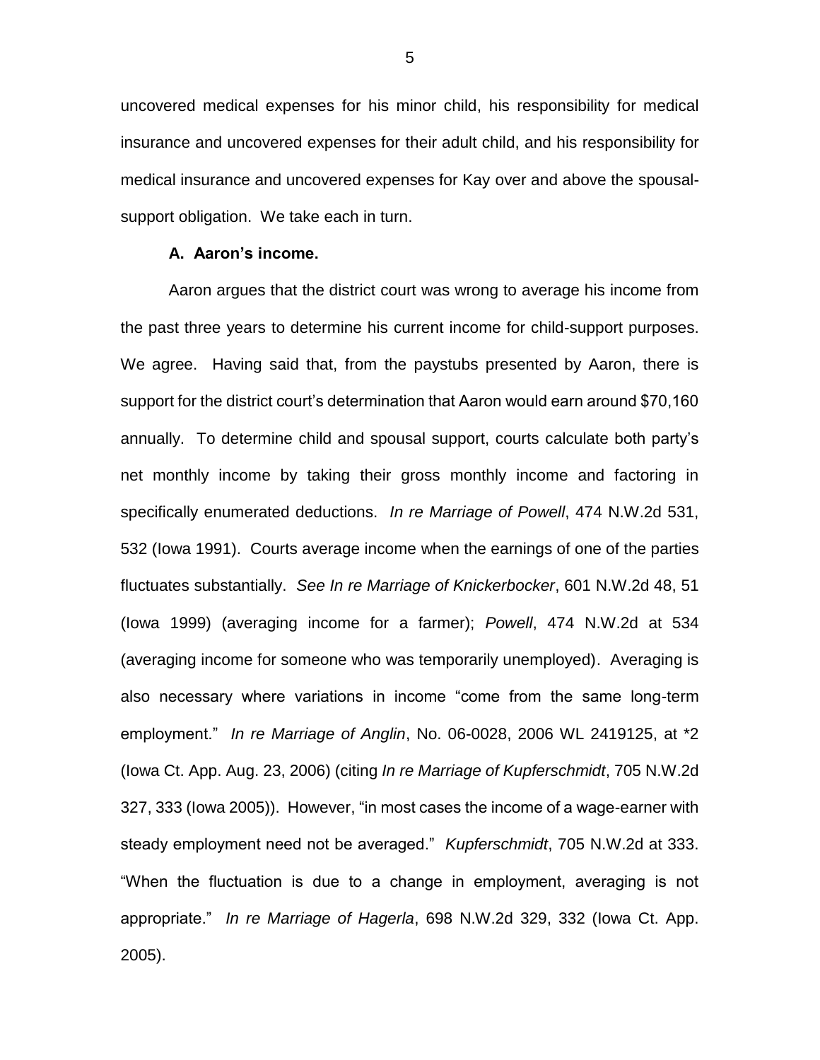uncovered medical expenses for his minor child, his responsibility for medical insurance and uncovered expenses for their adult child, and his responsibility for medical insurance and uncovered expenses for Kay over and above the spousal-support obligation. We take each in turn.

**A. Aaron's income.**

Aaron argues that the district court was wrong to average his income from the past three years to determine his current income for child-support purposes. We agree. Having said that, from the paystubs presented by Aaron, there is support for the district court's determination that Aaron would earn around $70,160 annually. To determine child and spousal support, courts calculate both party's net monthly income by taking their gross monthly income and factoring in specifically enumerated deductions. *In re Marriage of Powell*, 474 N.W.2d 531, 532 (Iowa 1991). Courts average income when the earnings of one of the parties fluctuates substantially. *See In re Marriage of Knickerbocker*, 601 N.W.2d 48, 51 (Iowa 1999) (averaging income for a farmer); *Powell*, 474 N.W.2d at 534 (averaging income for someone who was temporarily unemployed). Averaging is also necessary where variations in income "come from the same long-term employment." *In re Marriage of Anglin*, No. 06-0028, 2006 WL 2419125, at *2 (Iowa Ct. App. Aug. 23, 2006) (citing *In re Marriage of Kupferschmidt*, 705 N.W.2d 327, 333 (Iowa 2005)). However, "in most cases the income of a wage-earner with steady employment need not be averaged." *Kupferschmidt*, 705 N.W.2d at 333. "When the fluctuation is due to a change in employment, averaging is not appropriate." *In re Marriage of Hagerla*, 698 N.W.2d 329, 332 (Iowa Ct. App. 2005).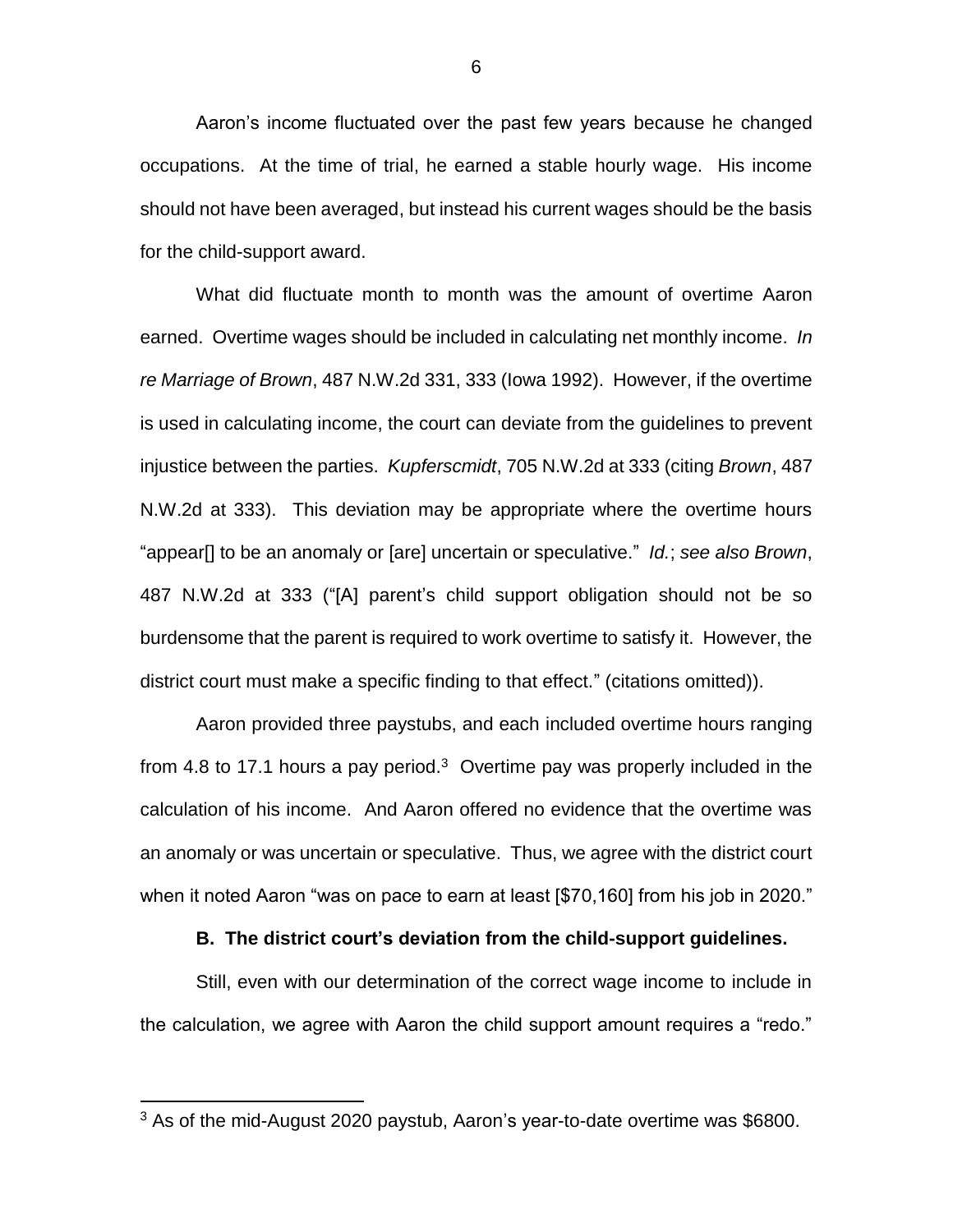Aaron's income fluctuated over the past few years because he changed occupations. At the time of trial, he earned a stable hourly wage. His income should not have been averaged, but instead his current wages should be the basis for the child-support award.

What did fluctuate month to month was the amount of overtime Aaron earned. Overtime wages should be included in calculating net monthly income. *In re Marriage of Brown*, 487 N.W.2d 331, 333 (Iowa 1992). However, if the overtime is used in calculating income, the court can deviate from the guidelines to prevent injustice between the parties. *Kupferscmidt*, 705 N.W.2d at 333 (citing *Brown*, 487 N.W.2d at 333). This deviation may be appropriate where the overtime hours "appear[] to be an anomaly or [are] uncertain or speculative." *Id.*; *see also Brown*, 487 N.W.2d at 333 ("[A] parent's child support obligation should not be so burdensome that the parent is required to work overtime to satisfy it. However, the district court must make a specific finding to that effect." (citations omitted)).

Aaron provided three paystubs, and each included overtime hours ranging from 4.8 to 17.1 hours a pay period.[3] Overtime pay was properly included in the calculation of his income. And Aaron offered no evidence that the overtime was an anomaly or was uncertain or speculative. Thus, we agree with the district court when it noted Aaron "was on pace to earn at least [$70,160] from his job in 2020."

**B. The district court's deviation from the child-support guidelines.**

Still, even with our determination of the correct wage income to include in the calculation, we agree with Aaron the child support amount requires a "redo."

---

[3] As of the mid-August 2020 paystub, Aaron's year-to-date overtime was $6800.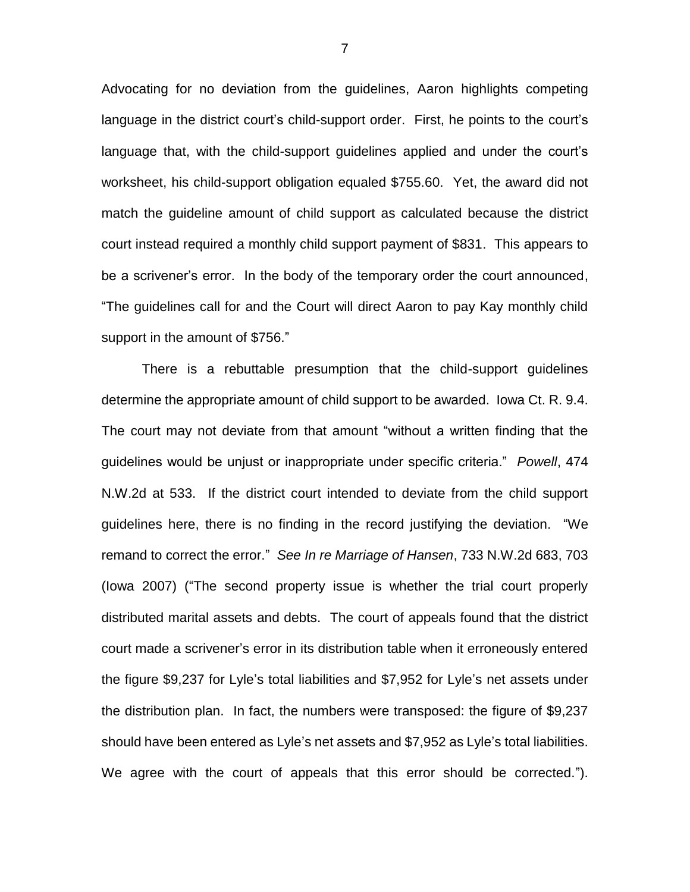Advocating for no deviation from the guidelines, Aaron highlights competing language in the district court's child-support order. First, he points to the court's language that, with the child-support guidelines applied and under the court's worksheet, his child-support obligation equaled $755.60. Yet, the award did not match the guideline amount of child support as calculated because the district court instead required a monthly child support payment of $831. This appears to be a scrivener's error. In the body of the temporary order the court announced, "The guidelines call for and the Court will direct Aaron to pay Kay monthly child support in the amount of $756."

There is a rebuttable presumption that the child-support guidelines determine the appropriate amount of child support to be awarded. Iowa Ct. R. 9.4. The court may not deviate from that amount "without a written finding that the guidelines would be unjust or inappropriate under specific criteria." *Powell*, 474 N.W.2d at 533. If the district court intended to deviate from the child support guidelines here, there is no finding in the record justifying the deviation. "We remand to correct the error." *See In re Marriage of Hansen*, 733 N.W.2d 683, 703 (Iowa 2007) ("The second property issue is whether the trial court properly distributed marital assets and debts. The court of appeals found that the district court made a scrivener's error in its distribution table when it erroneously entered the figure $9,237 for Lyle's total liabilities and $7,952 for Lyle's net assets under the distribution plan. In fact, the numbers were transposed: the figure of $9,237 should have been entered as Lyle's net assets and $7,952 as Lyle's total liabilities. We agree with the court of appeals that this error should be corrected.").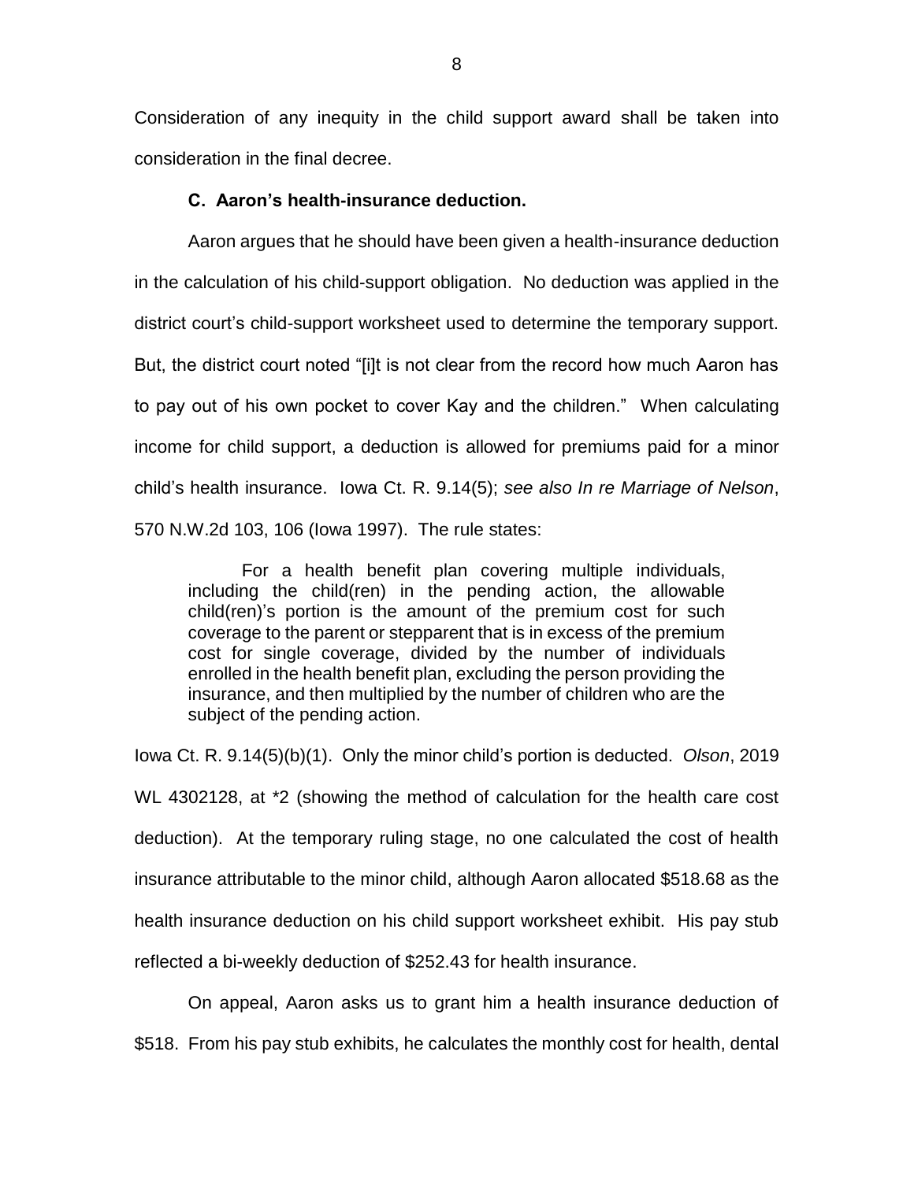Consideration of any inequity in the child support award shall be taken into consideration in the final decree.

### C. Aaron's health-insurance deduction.

Aaron argues that he should have been given a health-insurance deduction in the calculation of his child-support obligation. No deduction was applied in the district court's child-support worksheet used to determine the temporary support. But, the district court noted "[i]t is not clear from the record how much Aaron has to pay out of his own pocket to cover Kay and the children." When calculating income for child support, a deduction is allowed for premiums paid for a minor child's health insurance. Iowa Ct. R. 9.14(5); *see also In re Marriage of Nelson*, 570 N.W.2d 103, 106 (Iowa 1997). The rule states:

> For a health benefit plan covering multiple individuals, including the child(ren) in the pending action, the allowable child(ren)'s portion is the amount of the premium cost for such coverage to the parent or stepparent that is in excess of the premium cost for single coverage, divided by the number of individuals enrolled in the health benefit plan, excluding the person providing the insurance, and then multiplied by the number of children who are the subject of the pending action.

Iowa Ct. R. 9.14(5)(b)(1). Only the minor child's portion is deducted. *Olson*, 2019 WL 4302128, at *2 (showing the method of calculation for the health care cost deduction). At the temporary ruling stage, no one calculated the cost of health insurance attributable to the minor child, although Aaron allocated $518.68 as the health insurance deduction on his child support worksheet exhibit. His pay stub reflected a bi-weekly deduction of $252.43 for health insurance.

On appeal, Aaron asks us to grant him a health insurance deduction of $518. From his pay stub exhibits, he calculates the monthly cost for health, dental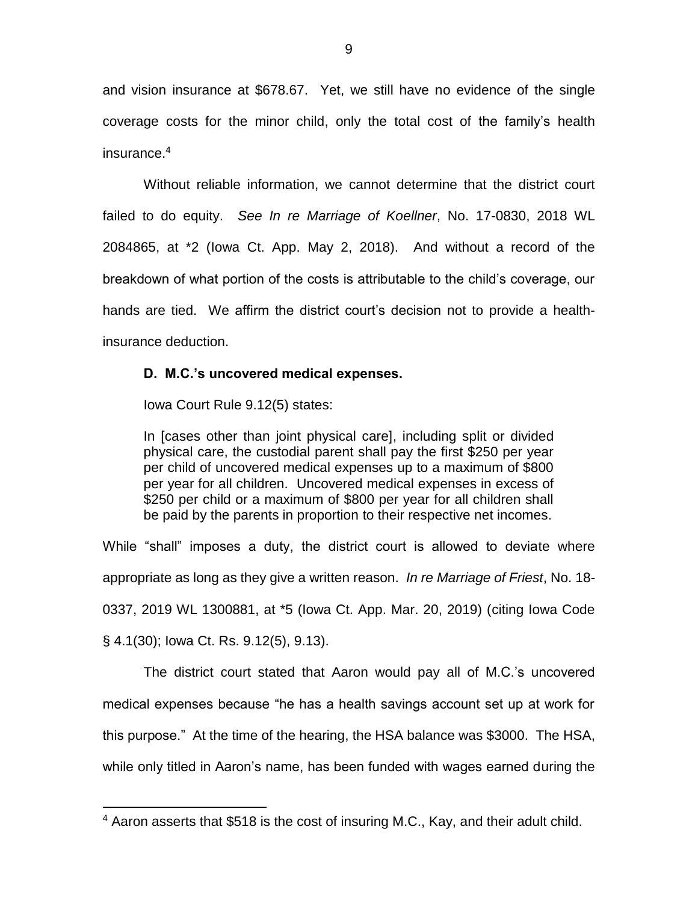and vision insurance at $678.67. Yet, we still have no evidence of the single coverage costs for the minor child, only the total cost of the family's health insurance.[4]

Without reliable information, we cannot determine that the district court failed to do equity. *See In re Marriage of Koellner*, No. 17-0830, 2018 WL 2084865, at *2 (Iowa Ct. App. May 2, 2018). And without a record of the breakdown of what portion of the costs is attributable to the child's coverage, our hands are tied. We affirm the district court's decision not to provide a health-insurance deduction.

**D. M.C.'s uncovered medical expenses.**

Iowa Court Rule 9.12(5) states:

> In [cases other than joint physical care], including split or divided physical care, the custodial parent shall pay the first $250 per year per child of uncovered medical expenses up to a maximum of $800 per year for all children. Uncovered medical expenses in excess of $250 per child or a maximum of $800 per year for all children shall be paid by the parents in proportion to their respective net incomes.

While "shall" imposes a duty, the district court is allowed to deviate where appropriate as long as they give a written reason. *In re Marriage of Friest*, No. 18-0337, 2019 WL 1300881, at *5 (Iowa Ct. App. Mar. 20, 2019) (citing Iowa Code § 4.1(30); Iowa Ct. Rs. 9.12(5), 9.13).

The district court stated that Aaron would pay all of M.C.'s uncovered medical expenses because "he has a health savings account set up at work for this purpose." At the time of the hearing, the HSA balance was $3000. The HSA, while only titled in Aaron's name, has been funded with wages earned during the

[4] Aaron asserts that $518 is the cost of insuring M.C., Kay, and their adult child.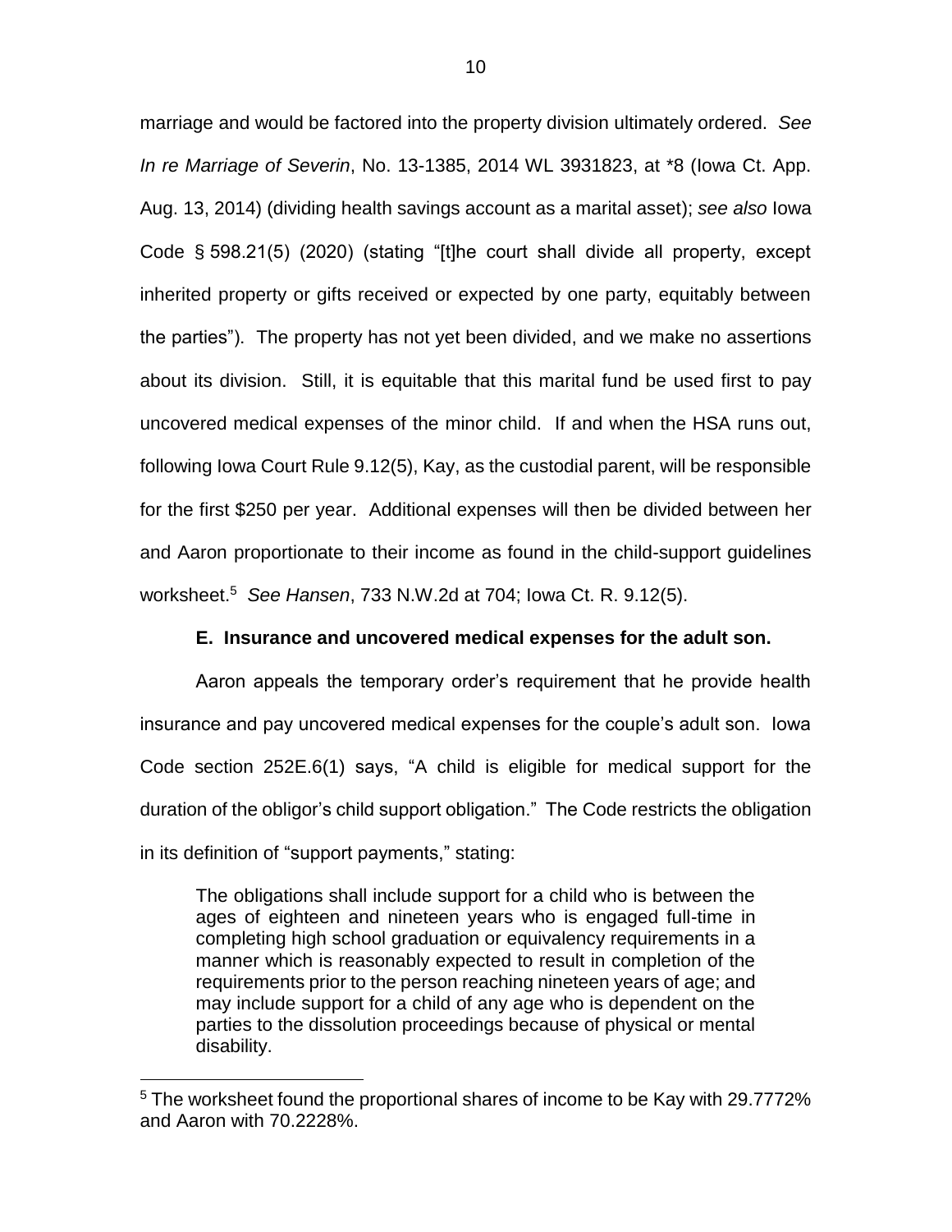marriage and would be factored into the property division ultimately ordered. *See In re Marriage of Severin*, No. 13-1385, 2014 WL 3931823, at *8 (Iowa Ct. App. Aug. 13, 2014) (dividing health savings account as a marital asset); *see also* Iowa Code § 598.21(5) (2020) (stating "[t]he court shall divide all property, except inherited property or gifts received or expected by one party, equitably between the parties"). The property has not yet been divided, and we make no assertions about its division. Still, it is equitable that this marital fund be used first to pay uncovered medical expenses of the minor child. If and when the HSA runs out, following Iowa Court Rule 9.12(5), Kay, as the custodial parent, will be responsible for the first $250 per year. Additional expenses will then be divided between her and Aaron proportionate to their income as found in the child-support guidelines worksheet.[5] *See Hansen*, 733 N.W.2d at 704; Iowa Ct. R. 9.12(5).

**E. Insurance and uncovered medical expenses for the adult son.**

Aaron appeals the temporary order's requirement that he provide health insurance and pay uncovered medical expenses for the couple's adult son. Iowa Code section 252E.6(1) says, "A child is eligible for medical support for the duration of the obligor's child support obligation." The Code restricts the obligation in its definition of "support payments," stating:

> The obligations shall include support for a child who is between the ages of eighteen and nineteen years who is engaged full-time in completing high school graduation or equivalency requirements in a manner which is reasonably expected to result in completion of the requirements prior to the person reaching nineteen years of age; and may include support for a child of any age who is dependent on the parties to the dissolution proceedings because of physical or mental disability.

[5] The worksheet found the proportional shares of income to be Kay with 29.7772% and Aaron with 70.2228%.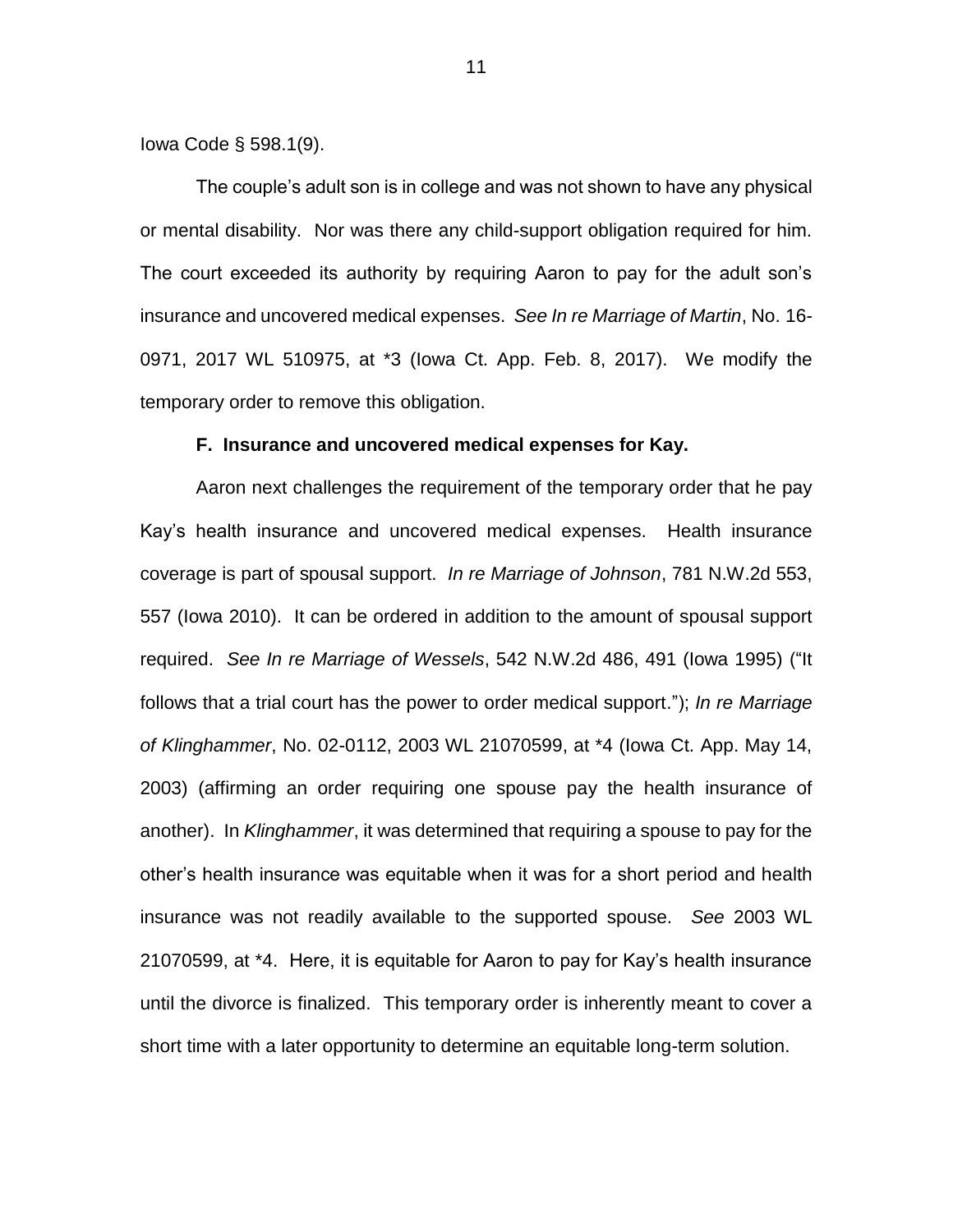Iowa Code § 598.1(9).

The couple's adult son is in college and was not shown to have any physical or mental disability. Nor was there any child-support obligation required for him. The court exceeded its authority by requiring Aaron to pay for the adult son's insurance and uncovered medical expenses. *See In re Marriage of Martin*, No. 16-0971, 2017 WL 510975, at *3 (Iowa Ct. App. Feb. 8, 2017). We modify the temporary order to remove this obligation.

**F. Insurance and uncovered medical expenses for Kay.**

Aaron next challenges the requirement of the temporary order that he pay Kay's health insurance and uncovered medical expenses. Health insurance coverage is part of spousal support. *In re Marriage of Johnson*, 781 N.W.2d 553, 557 (Iowa 2010). It can be ordered in addition to the amount of spousal support required. *See In re Marriage of Wessels*, 542 N.W.2d 486, 491 (Iowa 1995) ("It follows that a trial court has the power to order medical support."); *In re Marriage of Klinghammer*, No. 02-0112, 2003 WL 21070599, at *4 (Iowa Ct. App. May 14, 2003) (affirming an order requiring one spouse pay the health insurance of another). In *Klinghammer*, it was determined that requiring a spouse to pay for the other's health insurance was equitable when it was for a short period and health insurance was not readily available to the supported spouse. *See* 2003 WL 21070599, at *4. Here, it is equitable for Aaron to pay for Kay's health insurance until the divorce is finalized. This temporary order is inherently meant to cover a short time with a later opportunity to determine an equitable long-term solution.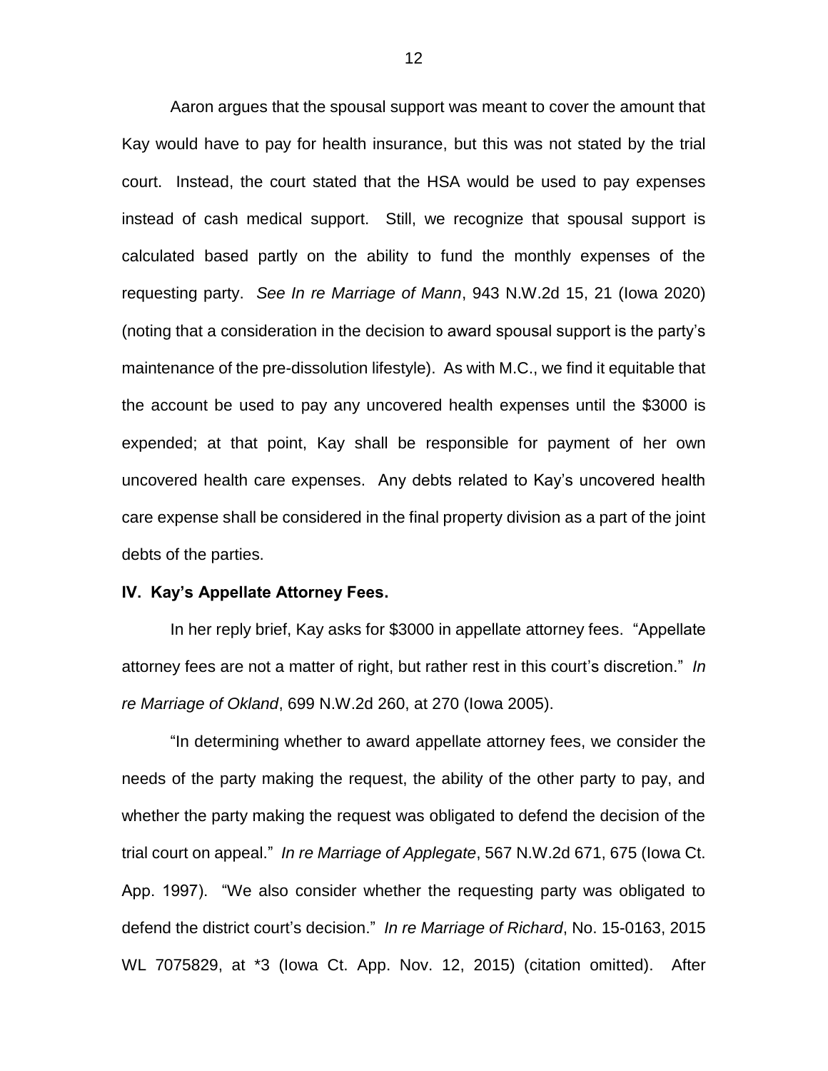Aaron argues that the spousal support was meant to cover the amount that Kay would have to pay for health insurance, but this was not stated by the trial court. Instead, the court stated that the HSA would be used to pay expenses instead of cash medical support. Still, we recognize that spousal support is calculated based partly on the ability to fund the monthly expenses of the requesting party. *See In re Marriage of Mann*, 943 N.W.2d 15, 21 (Iowa 2020) (noting that a consideration in the decision to award spousal support is the party's maintenance of the pre-dissolution lifestyle). As with M.C., we find it equitable that the account be used to pay any uncovered health expenses until the $3000 is expended; at that point, Kay shall be responsible for payment of her own uncovered health care expenses. Any debts related to Kay's uncovered health care expense shall be considered in the final property division as a part of the joint debts of the parties.

## IV. Kay's Appellate Attorney Fees.

In her reply brief, Kay asks for $3000 in appellate attorney fees. "Appellate attorney fees are not a matter of right, but rather rest in this court's discretion." *In re Marriage of Okland*, 699 N.W.2d 260, at 270 (Iowa 2005).

"In determining whether to award appellate attorney fees, we consider the needs of the party making the request, the ability of the other party to pay, and whether the party making the request was obligated to defend the decision of the trial court on appeal." *In re Marriage of Applegate*, 567 N.W.2d 671, 675 (Iowa Ct. App. 1997). "We also consider whether the requesting party was obligated to defend the district court's decision." *In re Marriage of Richard*, No. 15-0163, 2015 WL 7075829, at *3 (Iowa Ct. App. Nov. 12, 2015) (citation omitted). After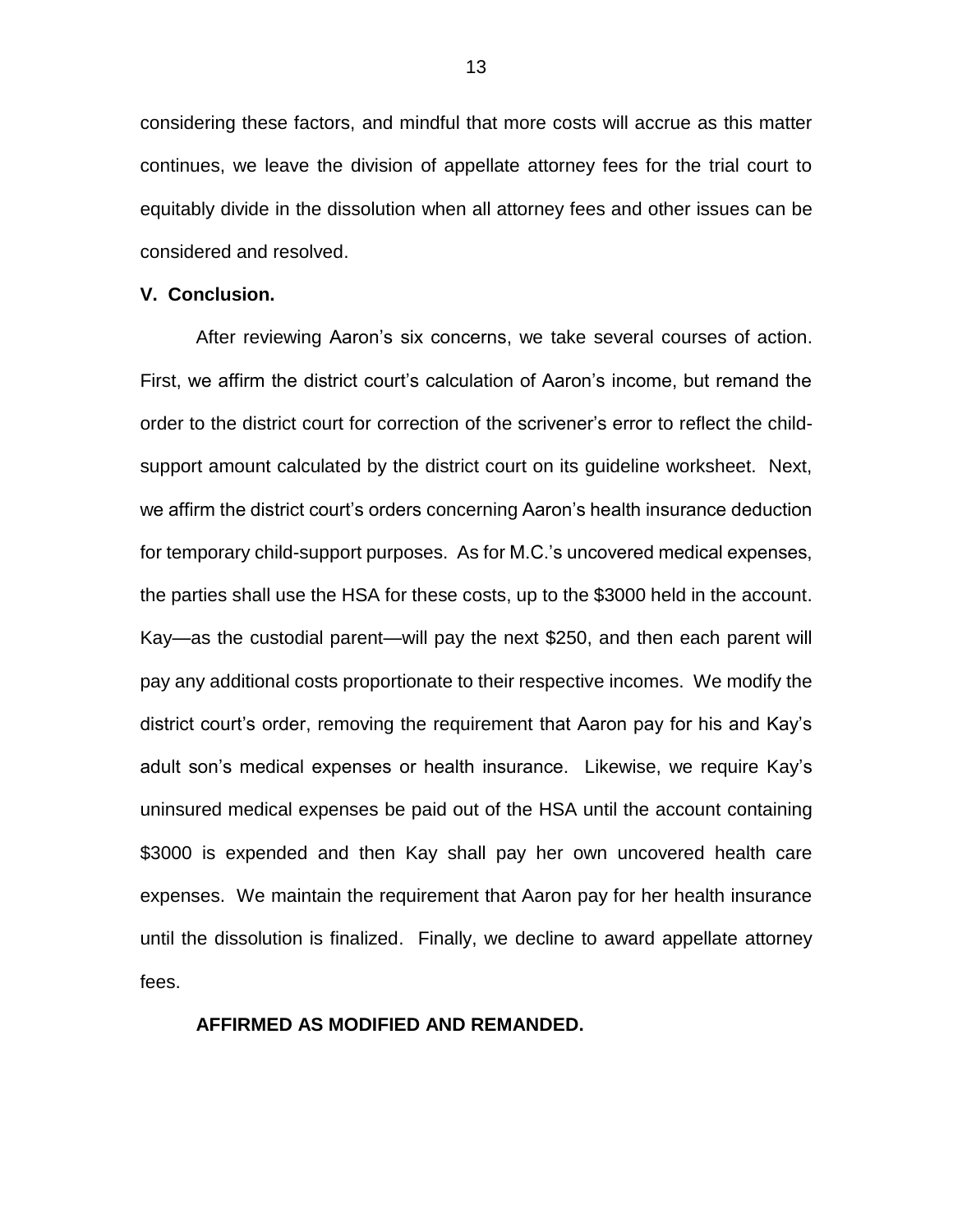considering these factors, and mindful that more costs will accrue as this matter continues, we leave the division of appellate attorney fees for the trial court to equitably divide in the dissolution when all attorney fees and other issues can be considered and resolved.

**V. Conclusion.**

After reviewing Aaron's six concerns, we take several courses of action. First, we affirm the district court's calculation of Aaron's income, but remand the order to the district court for correction of the scrivener's error to reflect the child-support amount calculated by the district court on its guideline worksheet. Next, we affirm the district court's orders concerning Aaron's health insurance deduction for temporary child-support purposes. As for M.C.'s uncovered medical expenses, the parties shall use the HSA for these costs, up to the $3000 held in the account. Kay—as the custodial parent—will pay the next $250, and then each parent will pay any additional costs proportionate to their respective incomes. We modify the district court's order, removing the requirement that Aaron pay for his and Kay's adult son's medical expenses or health insurance. Likewise, we require Kay's uninsured medical expenses be paid out of the HSA until the account containing $3000 is expended and then Kay shall pay her own uncovered health care expenses. We maintain the requirement that Aaron pay for her health insurance until the dissolution is finalized. Finally, we decline to award appellate attorney fees.

**AFFIRMED AS MODIFIED AND REMANDED.**